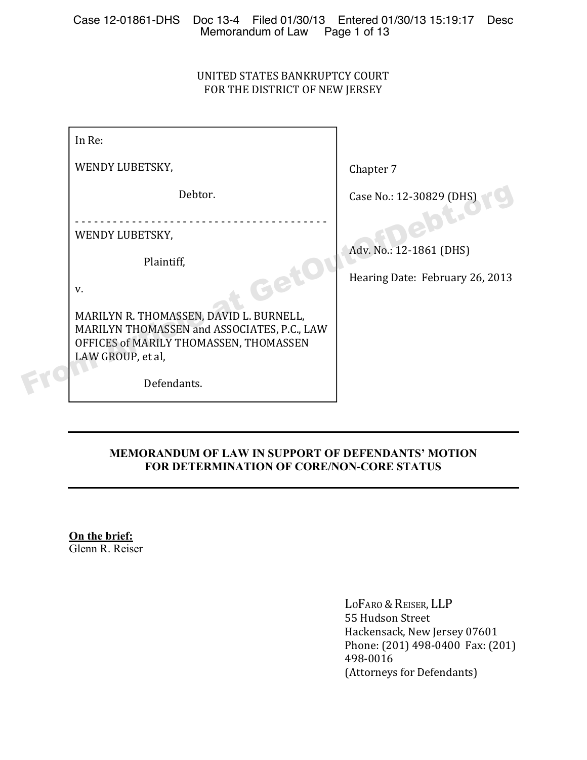UNITED STATES BANKRUPTCY COURT
FOR THE DISTRICT OF NEW JERSEY

| | |
|---|---|
| In Re:<br><br>WENDY LUBETSKY,<br><br>Debtor. | Chapter 7<br><br>Case No.: 12-30829 (DHS) |
| WENDY LUBETSKY,<br><br>Plaintiff,<br><br>v.<br><br>MARILYN R. THOMASSEN, DAVID L. BURNELL, MARILYN THOMASSEN and ASSOCIATES, P.C., LAW OFFICES of MARILY THOMASSEN, THOMASSEN LAW GROUP, et al,<br><br>Defendants. | Adv. No.: 12-1861 (DHS)<br><br>Hearing Date: February 26, 2013 |

---

**MEMORANDUM OF LAW IN SUPPORT OF DEFENDANTS' MOTION FOR DETERMINATION OF CORE/NON-CORE STATUS**

---

**On the brief:**
Glenn R. Reiser

LoFaro & Reiser, LLP
55 Hudson Street
Hackensack, New Jersey 07601
Phone: (201) 498-0400 Fax: (201) 498-0016
(Attorneys for Defendants)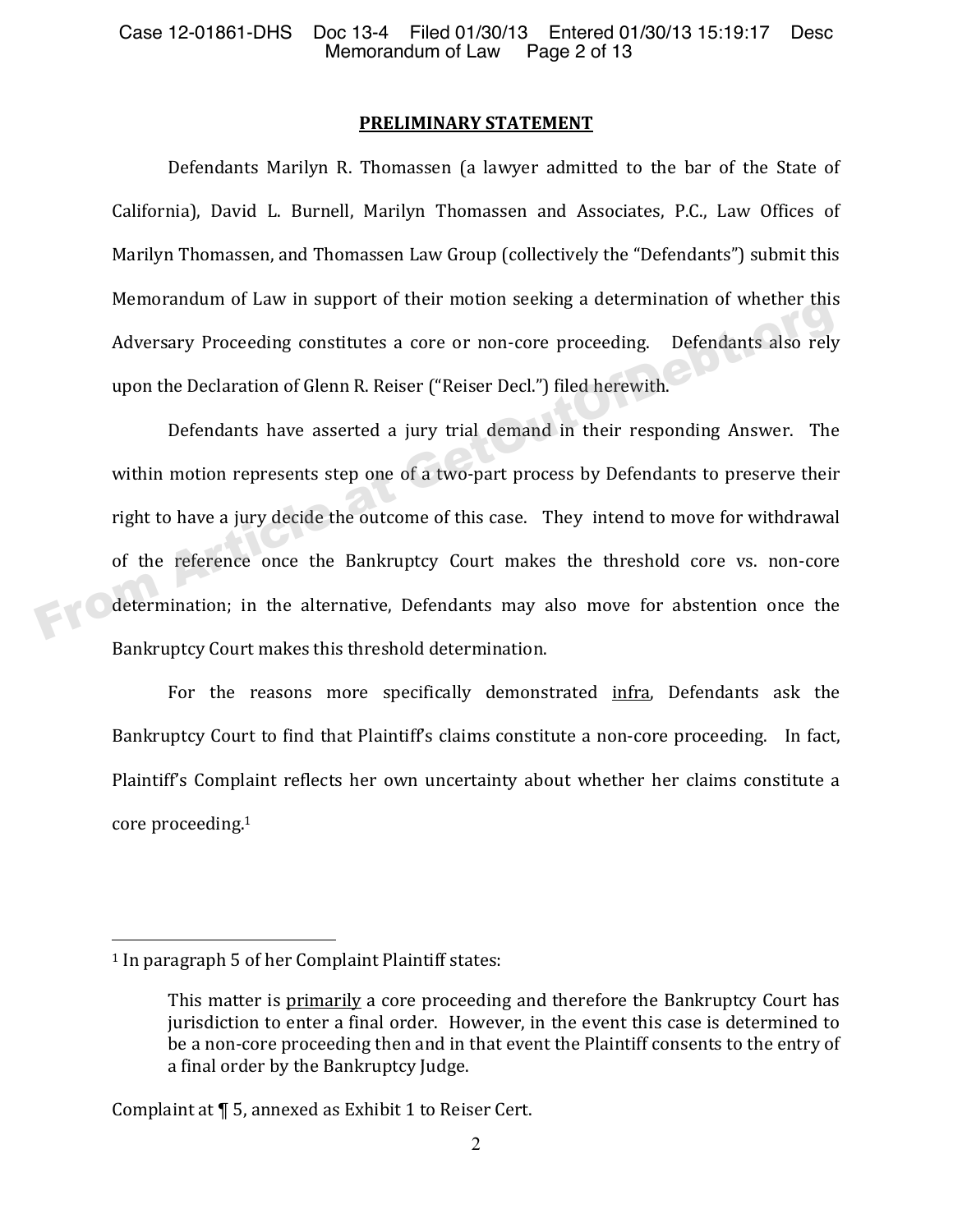## PRELIMINARY STATEMENT

Defendants Marilyn R. Thomassen (a lawyer admitted to the bar of the State of California), David L. Burnell, Marilyn Thomassen and Associates, P.C., Law Offices of Marilyn Thomassen, and Thomassen Law Group (collectively the "Defendants") submit this Memorandum of Law in support of their motion seeking a determination of whether this Adversary Proceeding constitutes a core or non-core proceeding. Defendants also rely upon the Declaration of Glenn R. Reiser ("Reiser Decl.") filed herewith.

Defendants have asserted a jury trial demand in their responding Answer. The within motion represents step one of a two-part process by Defendants to preserve their right to have a jury decide the outcome of this case. They intend to move for withdrawal of the reference once the Bankruptcy Court makes the threshold core vs. non-core determination; in the alternative, Defendants may also move for abstention once the Bankruptcy Court makes this threshold determination.

For the reasons more specifically demonstrated <u>infra</u>, Defendants ask the Bankruptcy Court to find that Plaintiff's claims constitute a non-core proceeding. In fact, Plaintiff's Complaint reflects her own uncertainty about whether her claims constitute a core proceeding.[1]

---

[1] In paragraph 5 of her Complaint Plaintiff states:

> This matter is <u>primarily</u> a core proceeding and therefore the Bankruptcy Court has jurisdiction to enter a final order. However, in the event this case is determined to be a non-core proceeding then and in that event the Plaintiff consents to the entry of a final order by the Bankruptcy Judge.

Complaint at ¶ 5, annexed as Exhibit 1 to Reiser Cert.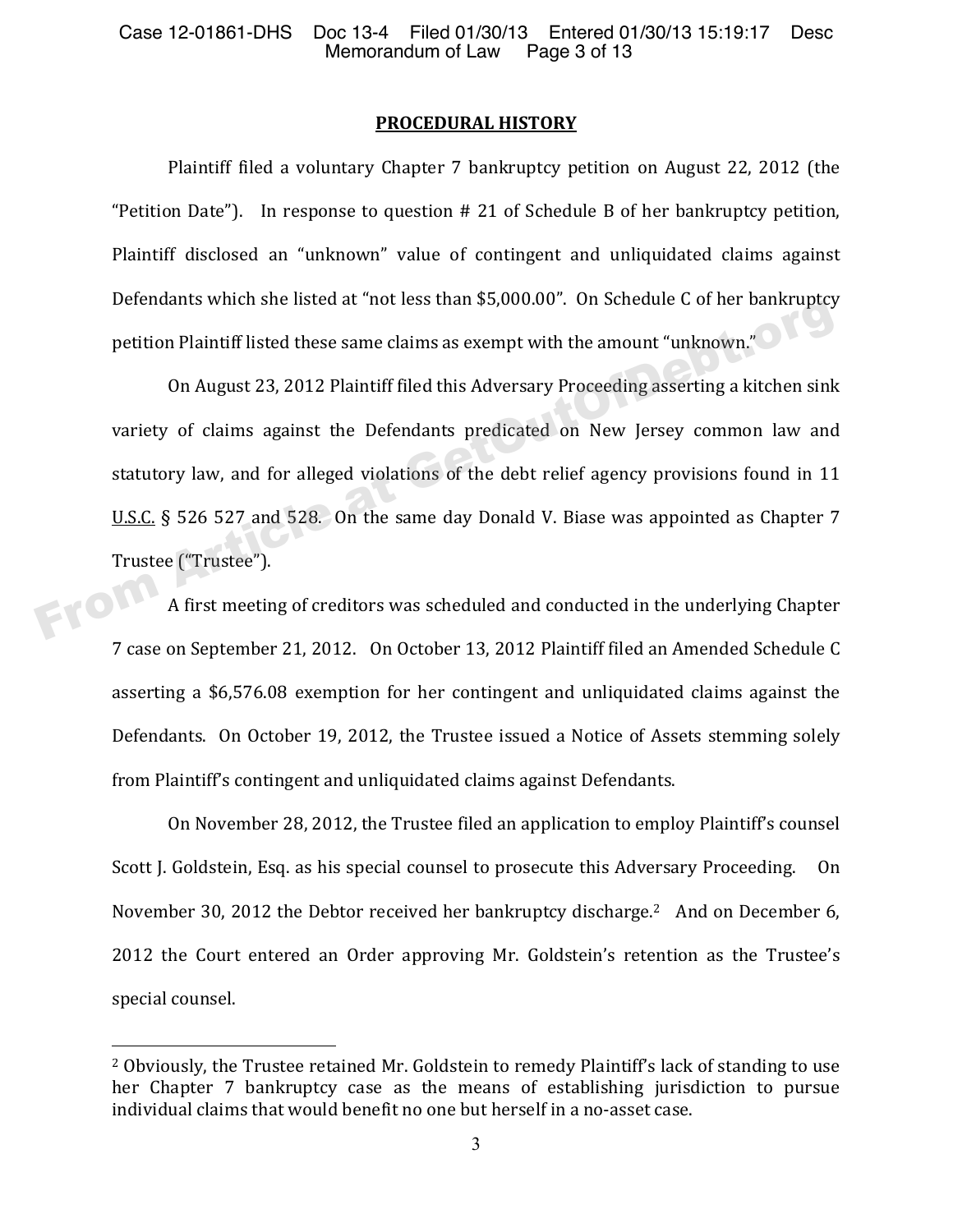## PROCEDURAL HISTORY

Plaintiff filed a voluntary Chapter 7 bankruptcy petition on August 22, 2012 (the "Petition Date"). In response to question # 21 of Schedule B of her bankruptcy petition, Plaintiff disclosed an "unknown" value of contingent and unliquidated claims against Defendants which she listed at "not less than $5,000.00". On Schedule C of her bankruptcy petition Plaintiff listed these same claims as exempt with the amount "unknown."

On August 23, 2012 Plaintiff filed this Adversary Proceeding asserting a kitchen sink variety of claims against the Defendants predicated on New Jersey common law and statutory law, and for alleged violations of the debt relief agency provisions found in 11 U.S.C. § 526 527 and 528. On the same day Donald V. Biase was appointed as Chapter 7 Trustee ("Trustee").

A first meeting of creditors was scheduled and conducted in the underlying Chapter 7 case on September 21, 2012. On October 13, 2012 Plaintiff filed an Amended Schedule C asserting a $6,576.08 exemption for her contingent and unliquidated claims against the Defendants. On October 19, 2012, the Trustee issued a Notice of Assets stemming solely from Plaintiff's contingent and unliquidated claims against Defendants.

On November 28, 2012, the Trustee filed an application to employ Plaintiff's counsel Scott J. Goldstein, Esq. as his special counsel to prosecute this Adversary Proceeding. On November 30, 2012 the Debtor received her bankruptcy discharge.[2] And on December 6, 2012 the Court entered an Order approving Mr. Goldstein's retention as the Trustee's special counsel.

---

[2] Obviously, the Trustee retained Mr. Goldstein to remedy Plaintiff's lack of standing to use her Chapter 7 bankruptcy case as the means of establishing jurisdiction to pursue individual claims that would benefit no one but herself in a no-asset case.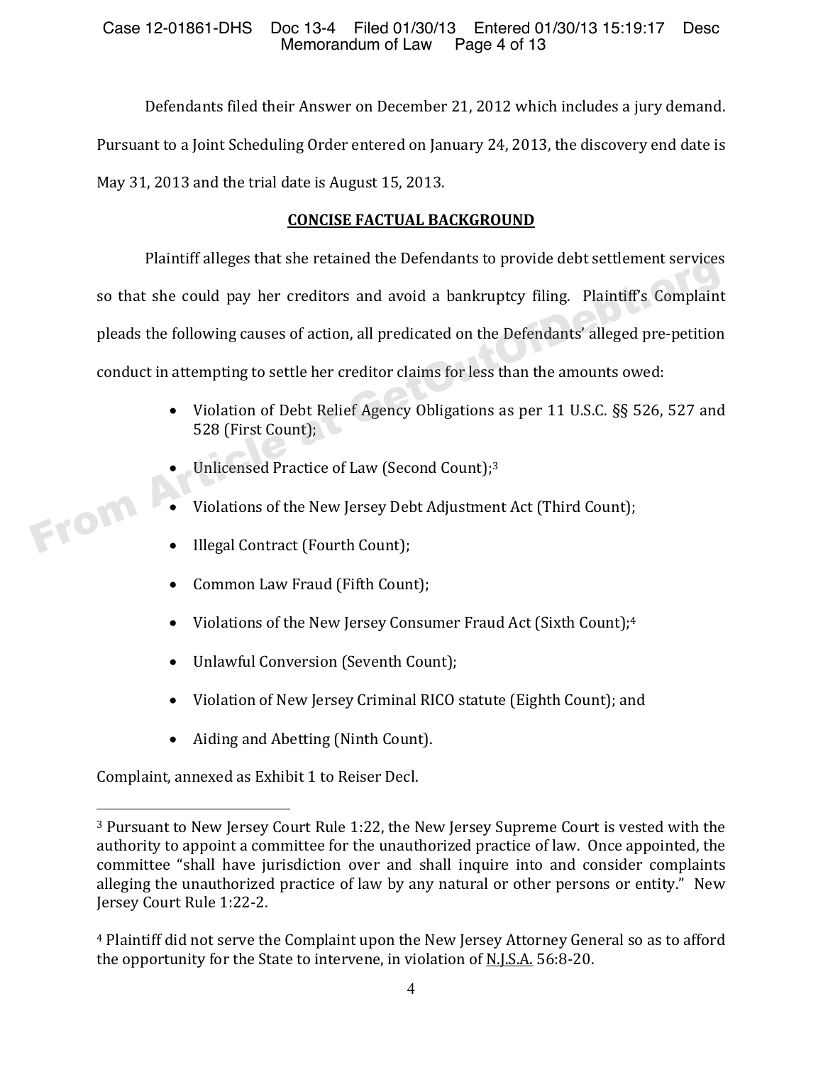Defendants filed their Answer on December 21, 2012 which includes a jury demand. Pursuant to a Joint Scheduling Order entered on January 24, 2013, the discovery end date is May 31, 2013 and the trial date is August 15, 2013.

**CONCISE FACTUAL BACKGROUND**

Plaintiff alleges that she retained the Defendants to provide debt settlement services so that she could pay her creditors and avoid a bankruptcy filing. Plaintiff's Complaint pleads the following causes of action, all predicated on the Defendants' alleged pre-petition conduct in attempting to settle her creditor claims for less than the amounts owed:

- Violation of Debt Relief Agency Obligations as per 11 U.S.C. §§ 526, 527 and 528 (First Count);
- Unlicensed Practice of Law (Second Count);[3]
- Violations of the New Jersey Debt Adjustment Act (Third Count);
- Illegal Contract (Fourth Count);
- Common Law Fraud (Fifth Count);
- Violations of the New Jersey Consumer Fraud Act (Sixth Count);[4]
- Unlawful Conversion (Seventh Count);
- Violation of New Jersey Criminal RICO statute (Eighth Count); and
- Aiding and Abetting (Ninth Count).

Complaint, annexed as Exhibit 1 to Reiser Decl.

---

[3] Pursuant to New Jersey Court Rule 1:22, the New Jersey Supreme Court is vested with the authority to appoint a committee for the unauthorized practice of law. Once appointed, the committee "shall have jurisdiction over and shall inquire into and consider complaints alleging the unauthorized practice of law by any natural or other persons or entity." New Jersey Court Rule 1:22-2.

[4] Plaintiff did not serve the Complaint upon the New Jersey Attorney General so as to afford the opportunity for the State to intervene, in violation of N.J.S.A. 56:8-20.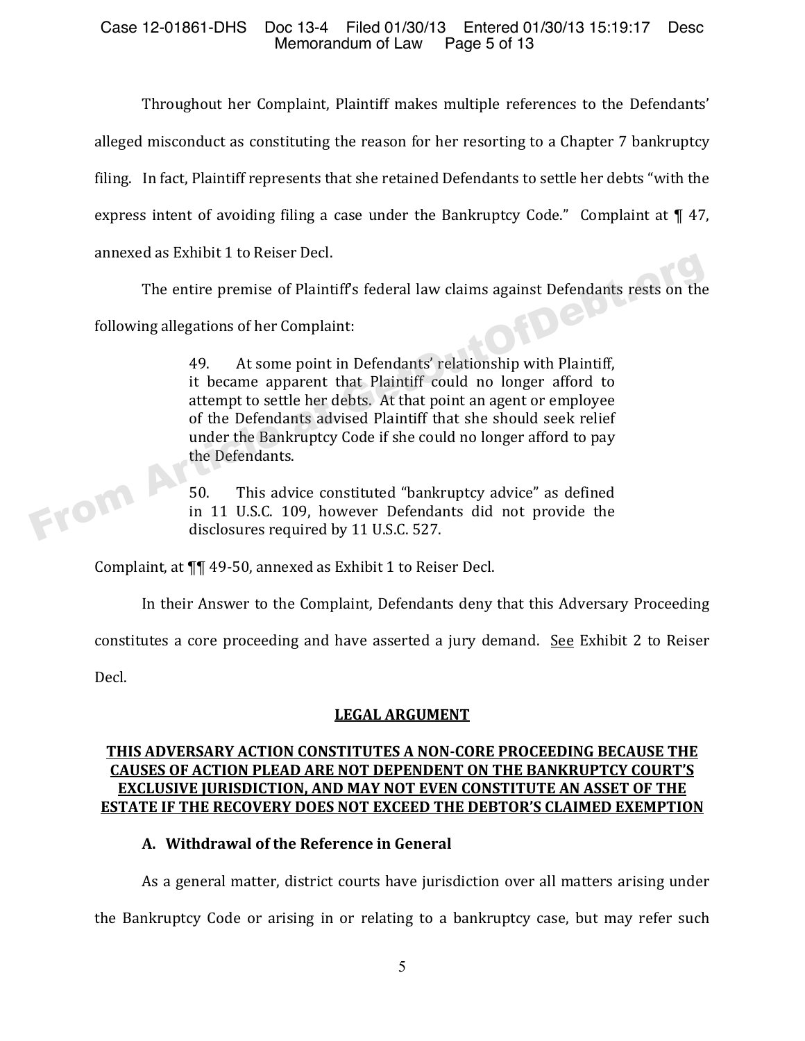Throughout her Complaint, Plaintiff makes multiple references to the Defendants' alleged misconduct as constituting the reason for her resorting to a Chapter 7 bankruptcy filing. In fact, Plaintiff represents that she retained Defendants to settle her debts "with the express intent of avoiding filing a case under the Bankruptcy Code." Complaint at ¶ 47, annexed as Exhibit 1 to Reiser Decl.

The entire premise of Plaintiff's federal law claims against Defendants rests on the following allegations of her Complaint:

> 49. At some point in Defendants' relationship with Plaintiff, it became apparent that Plaintiff could no longer afford to attempt to settle her debts. At that point an agent or employee of the Defendants advised Plaintiff that she should seek relief under the Bankruptcy Code if she could no longer afford to pay the Defendants.
>
> 50. This advice constituted "bankruptcy advice" as defined in 11 U.S.C. 109, however Defendants did not provide the disclosures required by 11 U.S.C. 527.

Complaint, at ¶¶ 49-50, annexed as Exhibit 1 to Reiser Decl.

In their Answer to the Complaint, Defendants deny that this Adversary Proceeding constitutes a core proceeding and have asserted a jury demand. <u>See</u> Exhibit 2 to Reiser Decl.

## LEGAL ARGUMENT

### THIS ADVERSARY ACTION CONSTITUTES A NON-CORE PROCEEDING BECAUSE THE CAUSES OF ACTION PLEAD ARE NOT DEPENDENT ON THE BANKRUPTCY COURT'S EXCLUSIVE JURISDICTION, AND MAY NOT EVEN CONSTITUTE AN ASSET OF THE ESTATE IF THE RECOVERY DOES NOT EXCEED THE DEBTOR'S CLAIMED EXEMPTION

#### A. Withdrawal of the Reference in General

As a general matter, district courts have jurisdiction over all matters arising under the Bankruptcy Code or arising in or relating to a bankruptcy case, but may refer such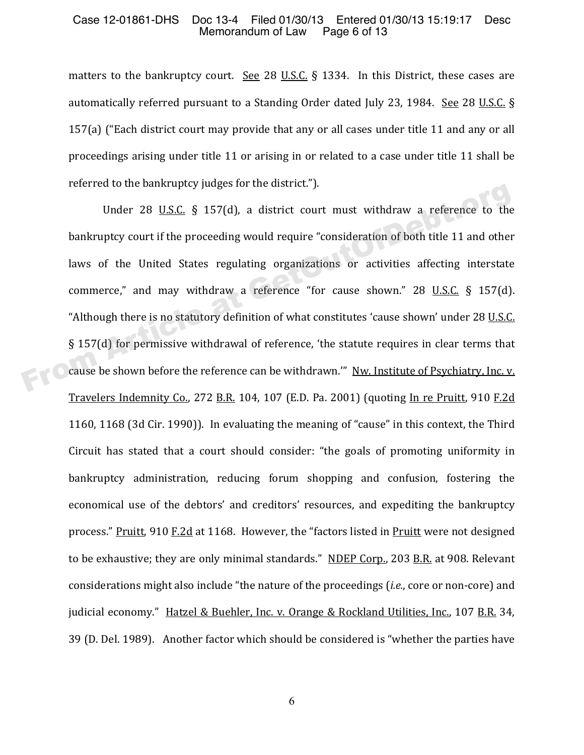matters to the bankruptcy court. See 28 U.S.C. § 1334. In this District, these cases are automatically referred pursuant to a Standing Order dated July 23, 1984. See 28 U.S.C. § 157(a) ("Each district court may provide that any or all cases under title 11 and any or all proceedings arising under title 11 or arising in or related to a case under title 11 shall be referred to the bankruptcy judges for the district.").

Under 28 U.S.C. § 157(d), a district court must withdraw a reference to the bankruptcy court if the proceeding would require "consideration of both title 11 and other laws of the United States regulating organizations or activities affecting interstate commerce," and may withdraw a reference "for cause shown." 28 U.S.C. § 157(d). "Although there is no statutory definition of what constitutes 'cause shown' under 28 U.S.C. § 157(d) for permissive withdrawal of reference, 'the statute requires in clear terms that cause be shown before the reference can be withdrawn.'" Nw. Institute of Psychiatry, Inc. v. Travelers Indemnity Co., 272 B.R. 104, 107 (E.D. Pa. 2001) (quoting In re Pruitt, 910 F.2d 1160, 1168 (3d Cir. 1990)). In evaluating the meaning of "cause" in this context, the Third Circuit has stated that a court should consider: "the goals of promoting uniformity in bankruptcy administration, reducing forum shopping and confusion, fostering the economical use of the debtors' and creditors' resources, and expediting the bankruptcy process." Pruitt, 910 F.2d at 1168. However, the "factors listed in Pruitt were not designed to be exhaustive; they are only minimal standards." NDEP Corp., 203 B.R. at 908. Relevant considerations might also include "the nature of the proceedings (*i.e.*, core or non-core) and judicial economy." Hatzel & Buehler, Inc. v. Orange & Rockland Utilities, Inc., 107 B.R. 34, 39 (D. Del. 1989). Another factor which should be considered is "whether the parties have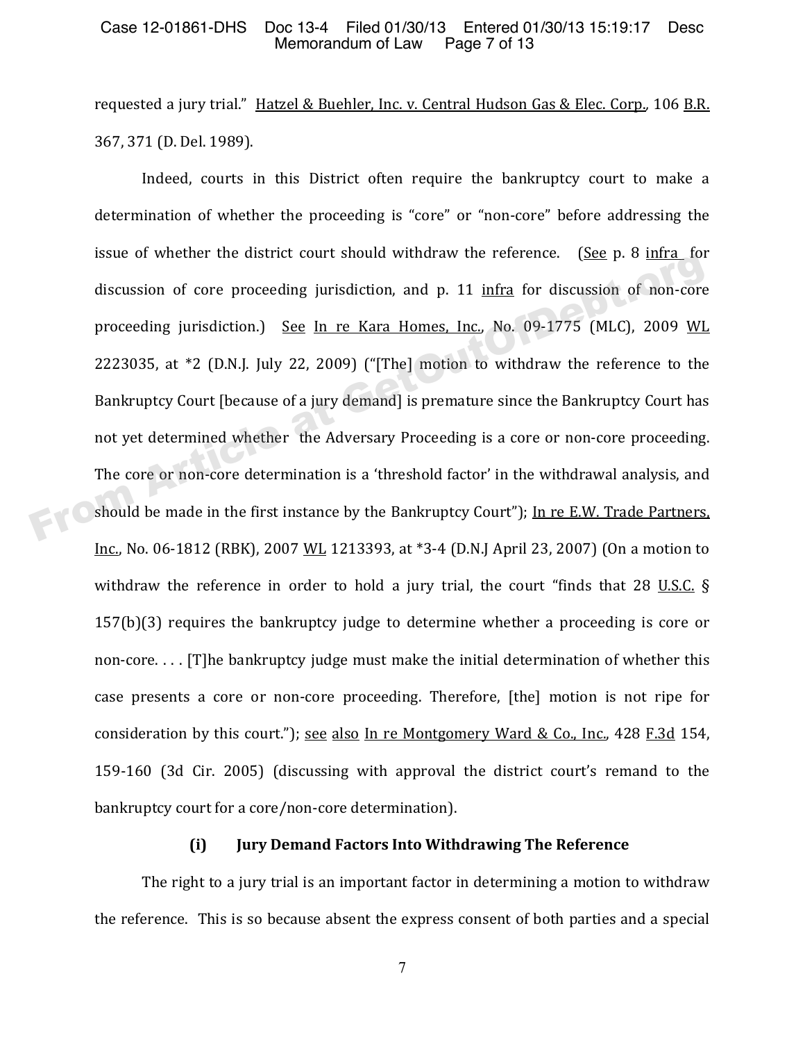requested a jury trial." Hatzel & Buehler, Inc. v. Central Hudson Gas & Elec. Corp., 106 B.R. 367, 371 (D. Del. 1989).

Indeed, courts in this District often require the bankruptcy court to make a determination of whether the proceeding is "core" or "non-core" before addressing the issue of whether the district court should withdraw the reference. (See p. 8 infra for discussion of core proceeding jurisdiction, and p. 11 infra for discussion of non-core proceeding jurisdiction.) See In re Kara Homes, Inc., No. 09-1775 (MLC), 2009 WL 2223035, at *2 (D.N.J. July 22, 2009) ("[The] motion to withdraw the reference to the Bankruptcy Court [because of a jury demand] is premature since the Bankruptcy Court has not yet determined whether the Adversary Proceeding is a core or non-core proceeding. The core or non-core determination is a 'threshold factor' in the withdrawal analysis, and should be made in the first instance by the Bankruptcy Court"); In re E.W. Trade Partners, Inc., No. 06-1812 (RBK), 2007 WL 1213393, at *3-4 (D.N.J April 23, 2007) (On a motion to withdraw the reference in order to hold a jury trial, the court "finds that 28 U.S.C. § 157(b)(3) requires the bankruptcy judge to determine whether a proceeding is core or non-core. . . . [T]he bankruptcy judge must make the initial determination of whether this case presents a core or non-core proceeding. Therefore, [the] motion is not ripe for consideration by this court."); see also In re Montgomery Ward & Co., Inc., 428 F.3d 154, 159-160 (3d Cir. 2005) (discussing with approval the district court's remand to the bankruptcy court for a core/non-core determination).

### (i) Jury Demand Factors Into Withdrawing The Reference

The right to a jury trial is an important factor in determining a motion to withdraw the reference. This is so because absent the express consent of both parties and a special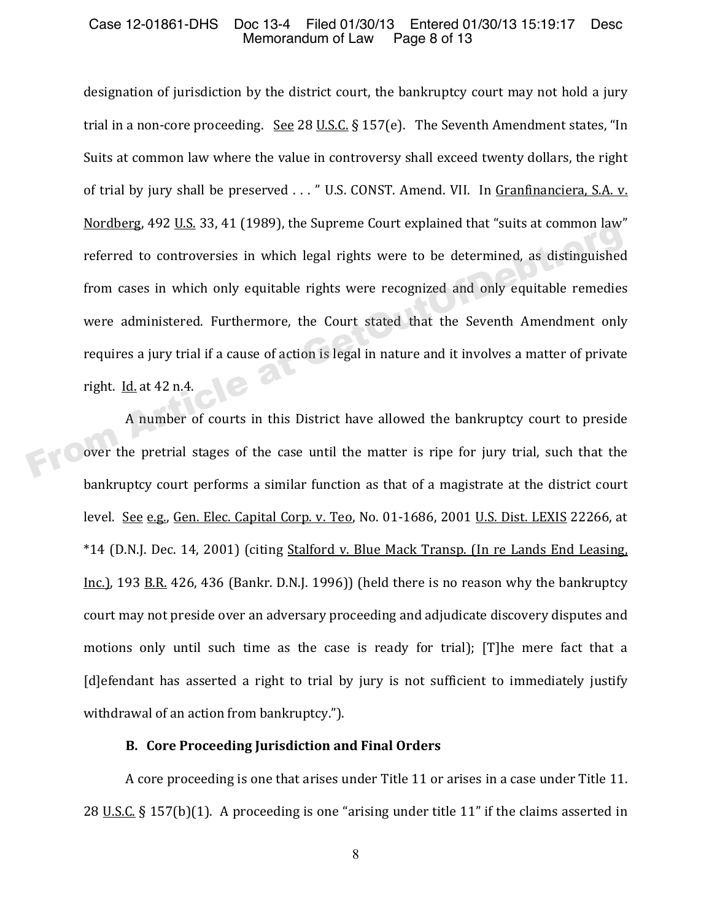designation of jurisdiction by the district court, the bankruptcy court may not hold a jury trial in a non-core proceeding. See 28 U.S.C. § 157(e). The Seventh Amendment states, "In Suits at common law where the value in controversy shall exceed twenty dollars, the right of trial by jury shall be preserved . . . " U.S. CONST. Amend. VII. In Granfinanciera, S.A. v. Nordberg, 492 U.S. 33, 41 (1989), the Supreme Court explained that "suits at common law" referred to controversies in which legal rights were to be determined, as distinguished from cases in which only equitable rights were recognized and only equitable remedies were administered. Furthermore, the Court stated that the Seventh Amendment only requires a jury trial if a cause of action is legal in nature and it involves a matter of private right. Id. at 42 n.4.

A number of courts in this District have allowed the bankruptcy court to preside over the pretrial stages of the case until the matter is ripe for jury trial, such that the bankruptcy court performs a similar function as that of a magistrate at the district court level. See e.g., Gen. Elec. Capital Corp. v. Teo, No. 01-1686, 2001 U.S. Dist. LEXIS 22266, at *14 (D.N.J. Dec. 14, 2001) (citing Stalford v. Blue Mack Transp. (In re Lands End Leasing, Inc.), 193 B.R. 426, 436 (Bankr. D.N.J. 1996)) (held there is no reason why the bankruptcy court may not preside over an adversary proceeding and adjudicate discovery disputes and motions only until such time as the case is ready for trial); [T]he mere fact that a [d]efendant has asserted a right to trial by jury is not sufficient to immediately justify withdrawal of an action from bankruptcy.").

### B. Core Proceeding Jurisdiction and Final Orders

A core proceeding is one that arises under Title 11 or arises in a case under Title 11. 28 U.S.C. § 157(b)(1). A proceeding is one "arising under title 11" if the claims asserted in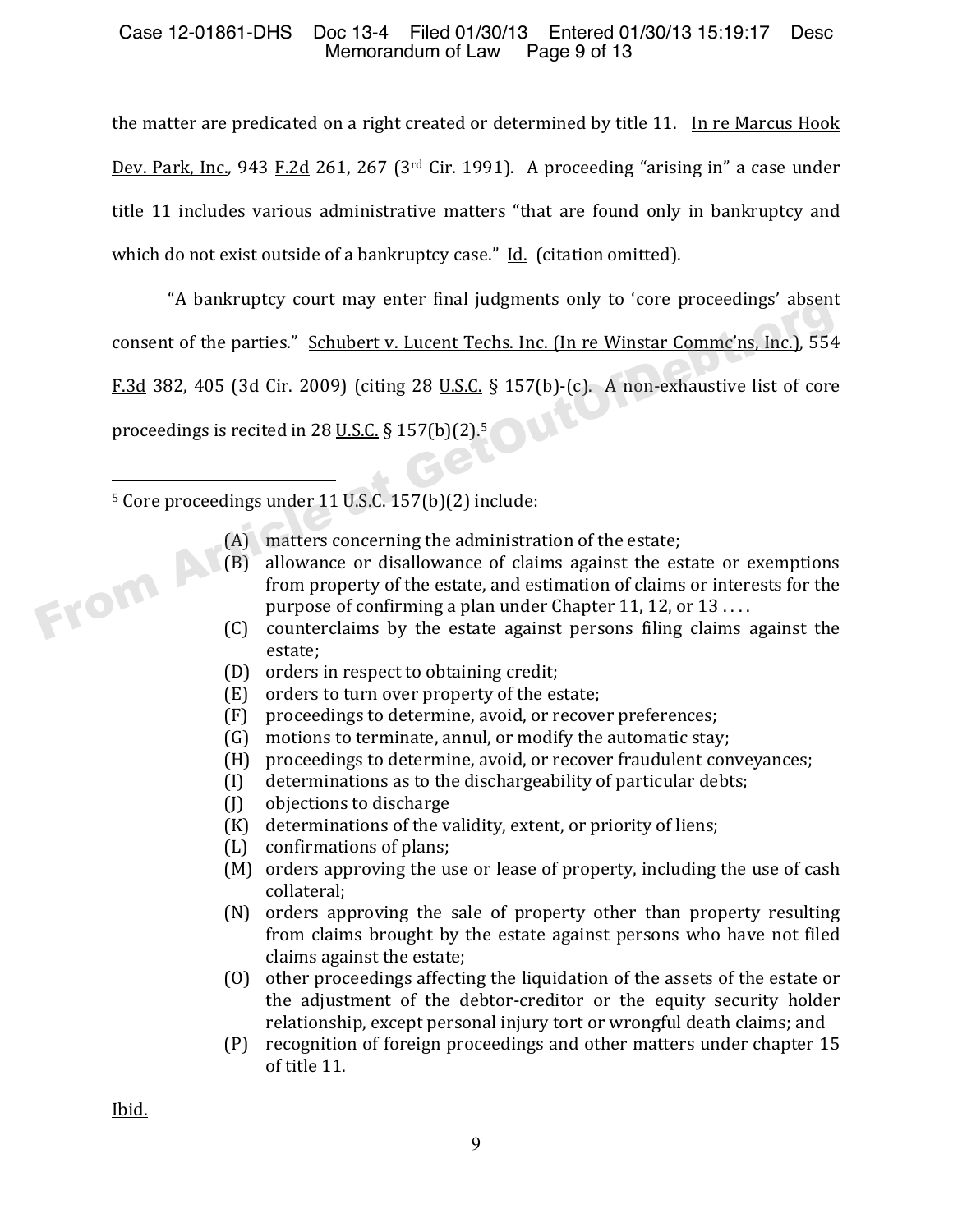the matter are predicated on a right created or determined by title 11. In re Marcus Hook Dev. Park, Inc., 943 F.2d 261, 267 (3rd Cir. 1991). A proceeding "arising in" a case under title 11 includes various administrative matters "that are found only in bankruptcy and which do not exist outside of a bankruptcy case." Id. (citation omitted).

"A bankruptcy court may enter final judgments only to 'core proceedings' absent consent of the parties." Schubert v. Lucent Techs. Inc. (In re Winstar Commc'ns, Inc.), 554 F.3d 382, 405 (3d Cir. 2009) (citing 28 U.S.C. § 157(b)-(c). A non-exhaustive list of core proceedings is recited in 28 U.S.C. § 157(b)(2).[5]

---

[5] Core proceedings under 11 U.S.C. 157(b)(2) include:

(A) matters concerning the administration of the estate;
(B) allowance or disallowance of claims against the estate or exemptions from property of the estate, and estimation of claims or interests for the purpose of confirming a plan under Chapter 11, 12, or 13 . . . .
(C) counterclaims by the estate against persons filing claims against the estate;
(D) orders in respect to obtaining credit;
(E) orders to turn over property of the estate;
(F) proceedings to determine, avoid, or recover preferences;
(G) motions to terminate, annul, or modify the automatic stay;
(H) proceedings to determine, avoid, or recover fraudulent conveyances;
(I) determinations as to the dischargeability of particular debts;
(J) objections to discharge
(K) determinations of the validity, extent, or priority of liens;
(L) confirmations of plans;
(M) orders approving the use or lease of property, including the use of cash collateral;
(N) orders approving the sale of property other than property resulting from claims brought by the estate against persons who have not filed claims against the estate;
(O) other proceedings affecting the liquidation of the assets of the estate or the adjustment of the debtor-creditor or the equity security holder relationship, except personal injury tort or wrongful death claims; and
(P) recognition of foreign proceedings and other matters under chapter 15 of title 11.

Ibid.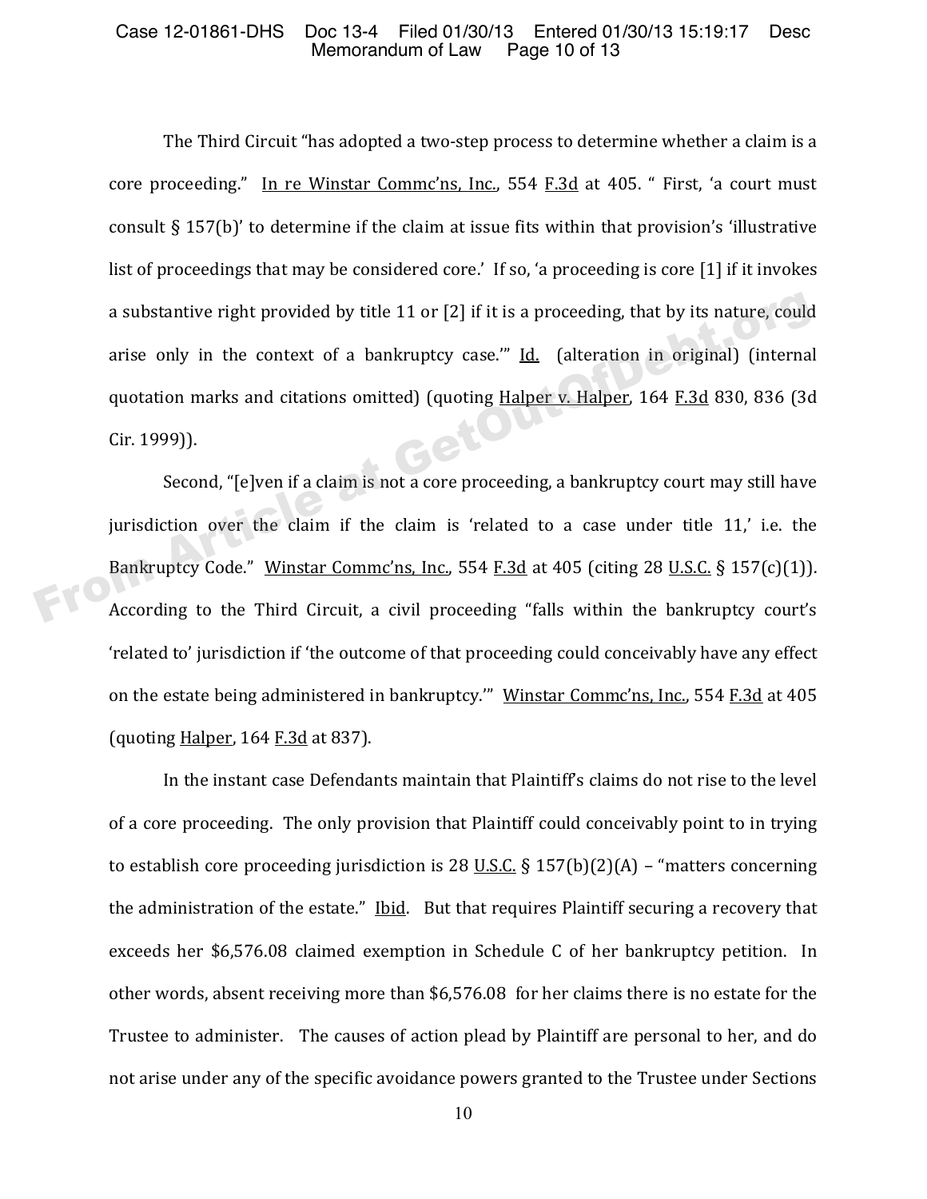The Third Circuit "has adopted a two-step process to determine whether a claim is a core proceeding." In re Winstar Commc'ns, Inc., 554 F.3d at 405. " First, 'a court must consult § 157(b)' to determine if the claim at issue fits within that provision's 'illustrative list of proceedings that may be considered core.' If so, 'a proceeding is core [1] if it invokes a substantive right provided by title 11 or [2] if it is a proceeding, that by its nature, could arise only in the context of a bankruptcy case.'" Id. (alteration in original) (internal quotation marks and citations omitted) (quoting Halper v. Halper, 164 F.3d 830, 836 (3d Cir. 1999)).

Second, "[e]ven if a claim is not a core proceeding, a bankruptcy court may still have jurisdiction over the claim if the claim is 'related to a case under title 11,' i.e. the Bankruptcy Code." Winstar Commc'ns, Inc., 554 F.3d at 405 (citing 28 U.S.C. § 157(c)(1)). According to the Third Circuit, a civil proceeding "falls within the bankruptcy court's 'related to' jurisdiction if 'the outcome of that proceeding could conceivably have any effect on the estate being administered in bankruptcy.'" Winstar Commc'ns, Inc., 554 F.3d at 405 (quoting Halper, 164 F.3d at 837).

In the instant case Defendants maintain that Plaintiff's claims do not rise to the level of a core proceeding. The only provision that Plaintiff could conceivably point to in trying to establish core proceeding jurisdiction is 28 U.S.C. § 157(b)(2)(A) – "matters concerning the administration of the estate." Ibid. But that requires Plaintiff securing a recovery that exceeds her $6,576.08 claimed exemption in Schedule C of her bankruptcy petition. In other words, absent receiving more than $6,576.08 for her claims there is no estate for the Trustee to administer. The causes of action plead by Plaintiff are personal to her, and do not arise under any of the specific avoidance powers granted to the Trustee under Sections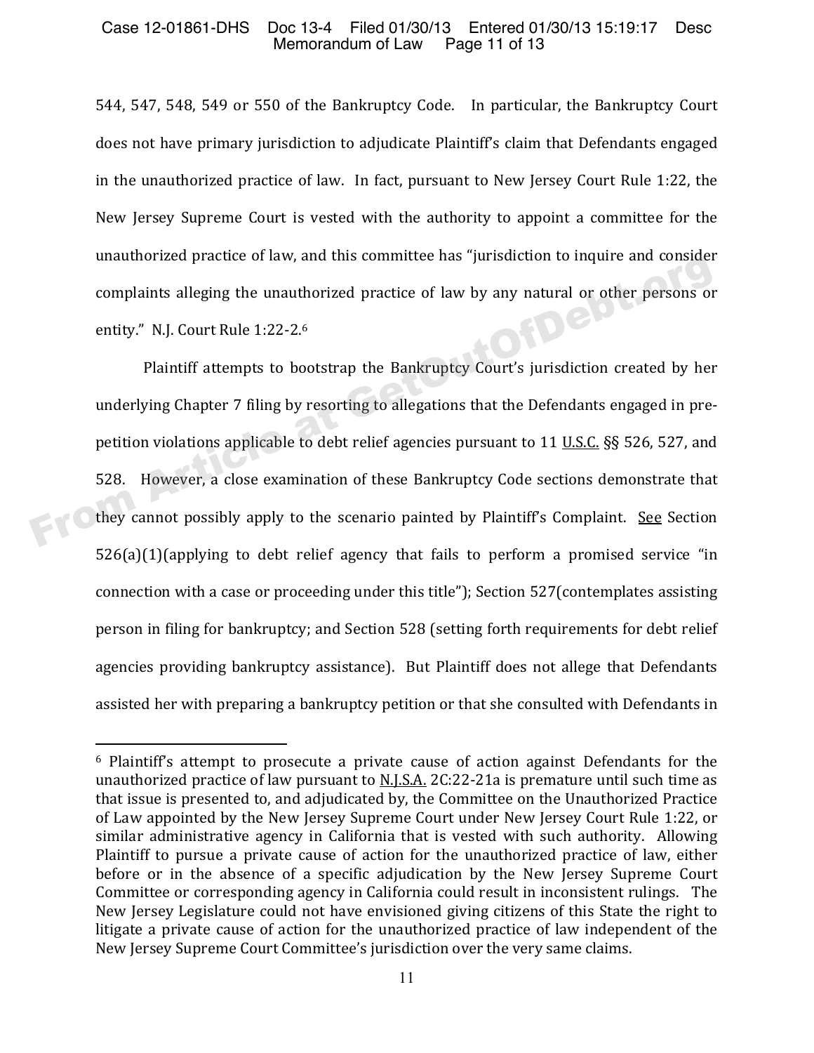544, 547, 548, 549 or 550 of the Bankruptcy Code. In particular, the Bankruptcy Court does not have primary jurisdiction to adjudicate Plaintiff's claim that Defendants engaged in the unauthorized practice of law. In fact, pursuant to New Jersey Court Rule 1:22, the New Jersey Supreme Court is vested with the authority to appoint a committee for the unauthorized practice of law, and this committee has "jurisdiction to inquire and consider complaints alleging the unauthorized practice of law by any natural or other persons or entity." N.J. Court Rule 1:22-2.[6]

Plaintiff attempts to bootstrap the Bankruptcy Court's jurisdiction created by her underlying Chapter 7 filing by resorting to allegations that the Defendants engaged in pre-petition violations applicable to debt relief agencies pursuant to 11 U.S.C. §§ 526, 527, and 528. However, a close examination of these Bankruptcy Code sections demonstrate that they cannot possibly apply to the scenario painted by Plaintiff's Complaint. See Section 526(a)(1)(applying to debt relief agency that fails to perform a promised service "in connection with a case or proceeding under this title"); Section 527(contemplates assisting person in filing for bankruptcy; and Section 528 (setting forth requirements for debt relief agencies providing bankruptcy assistance). But Plaintiff does not allege that Defendants assisted her with preparing a bankruptcy petition or that she consulted with Defendants in

---

[6] Plaintiff's attempt to prosecute a private cause of action against Defendants for the unauthorized practice of law pursuant to N.J.S.A. 2C:22-21a is premature until such time as that issue is presented to, and adjudicated by, the Committee on the Unauthorized Practice of Law appointed by the New Jersey Supreme Court under New Jersey Court Rule 1:22, or similar administrative agency in California that is vested with such authority. Allowing Plaintiff to pursue a private cause of action for the unauthorized practice of law, either before or in the absence of a specific adjudication by the New Jersey Supreme Court Committee or corresponding agency in California could result in inconsistent rulings. The New Jersey Legislature could not have envisioned giving citizens of this State the right to litigate a private cause of action for the unauthorized practice of law independent of the New Jersey Supreme Court Committee's jurisdiction over the very same claims.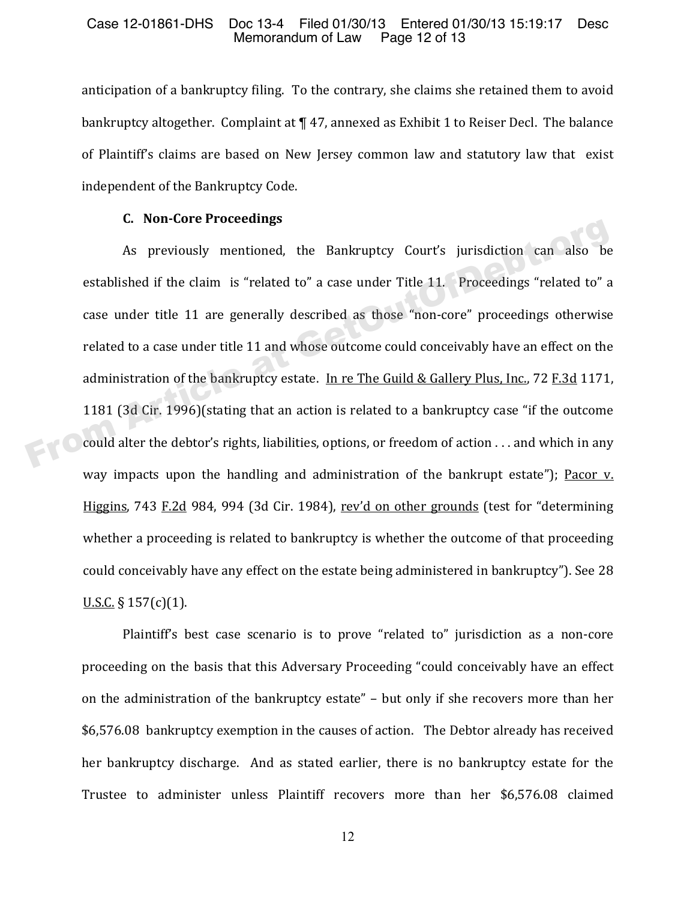anticipation of a bankruptcy filing. To the contrary, she claims she retained them to avoid bankruptcy altogether. Complaint at ¶ 47, annexed as Exhibit 1 to Reiser Decl. The balance of Plaintiff's claims are based on New Jersey common law and statutory law that exist independent of the Bankruptcy Code.

### C. Non-Core Proceedings

As previously mentioned, the Bankruptcy Court's jurisdiction can also be established if the claim is "related to" a case under Title 11. Proceedings "related to" a case under title 11 are generally described as those "non-core" proceedings otherwise related to a case under title 11 and whose outcome could conceivably have an effect on the administration of the bankruptcy estate. In re The Guild & Gallery Plus, Inc., 72 F.3d 1171, 1181 (3d Cir. 1996)(stating that an action is related to a bankruptcy case "if the outcome could alter the debtor's rights, liabilities, options, or freedom of action . . . and which in any way impacts upon the handling and administration of the bankrupt estate"); Pacor v. Higgins, 743 F.2d 984, 994 (3d Cir. 1984), rev'd on other grounds (test for "determining whether a proceeding is related to bankruptcy is whether the outcome of that proceeding could conceivably have any effect on the estate being administered in bankruptcy"). See 28 U.S.C. § 157(c)(1).

Plaintiff's best case scenario is to prove "related to" jurisdiction as a non-core proceeding on the basis that this Adversary Proceeding "could conceivably have an effect on the administration of the bankruptcy estate" – but only if she recovers more than her $6,576.08 bankruptcy exemption in the causes of action. The Debtor already has received her bankruptcy discharge. And as stated earlier, there is no bankruptcy estate for the Trustee to administer unless Plaintiff recovers more than her $6,576.08 claimed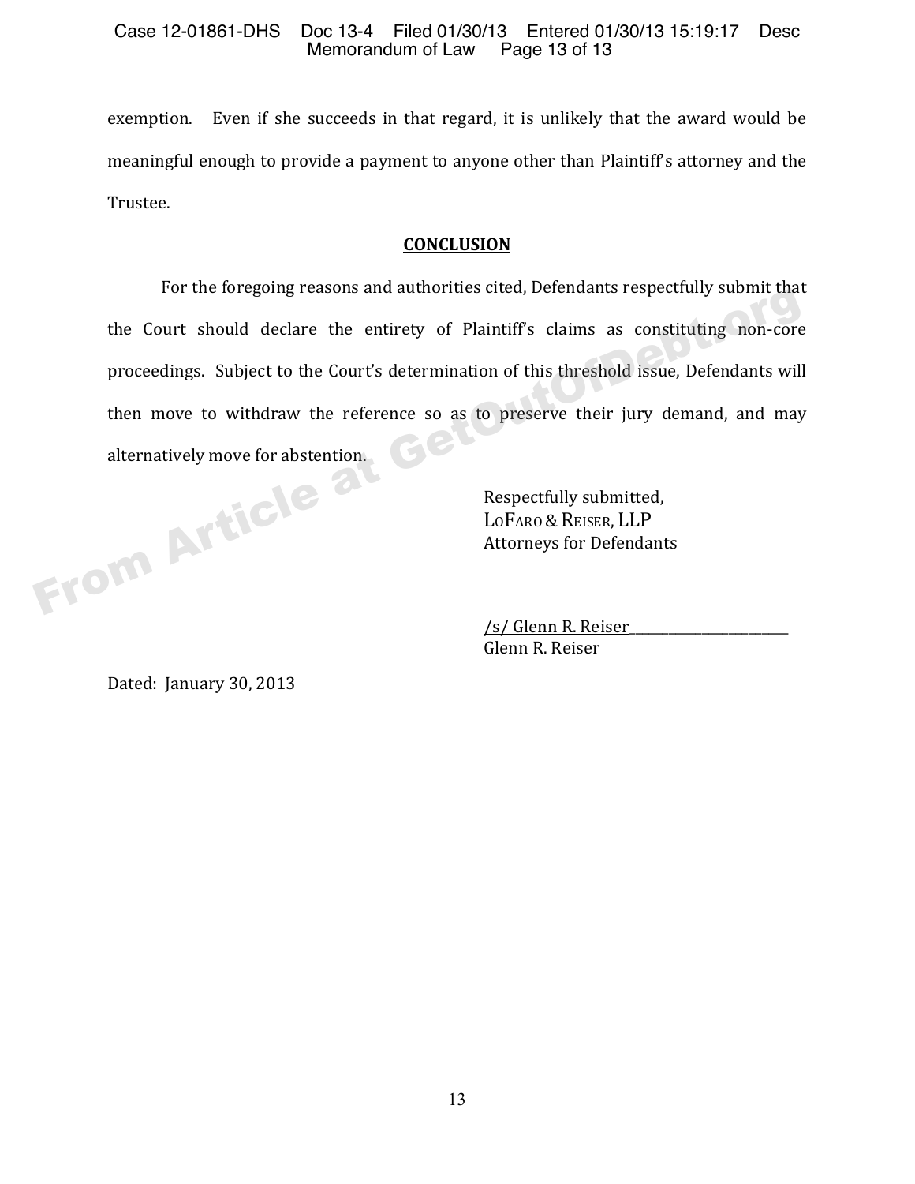exemption. Even if she succeeds in that regard, it is unlikely that the award would be meaningful enough to provide a payment to anyone other than Plaintiff's attorney and the Trustee.

## **CONCLUSION**

For the foregoing reasons and authorities cited, Defendants respectfully submit that the Court should declare the entirety of Plaintiff's claims as constituting non-core proceedings. Subject to the Court's determination of this threshold issue, Defendants will then move to withdraw the reference so as to preserve their jury demand, and may alternatively move for abstention.

Respectfully submitted,
LoFaro & Reiser, LLP
Attorneys for Defendants

/s/ Glenn R. Reiser
Glenn R. Reiser

Dated: January 30, 2013